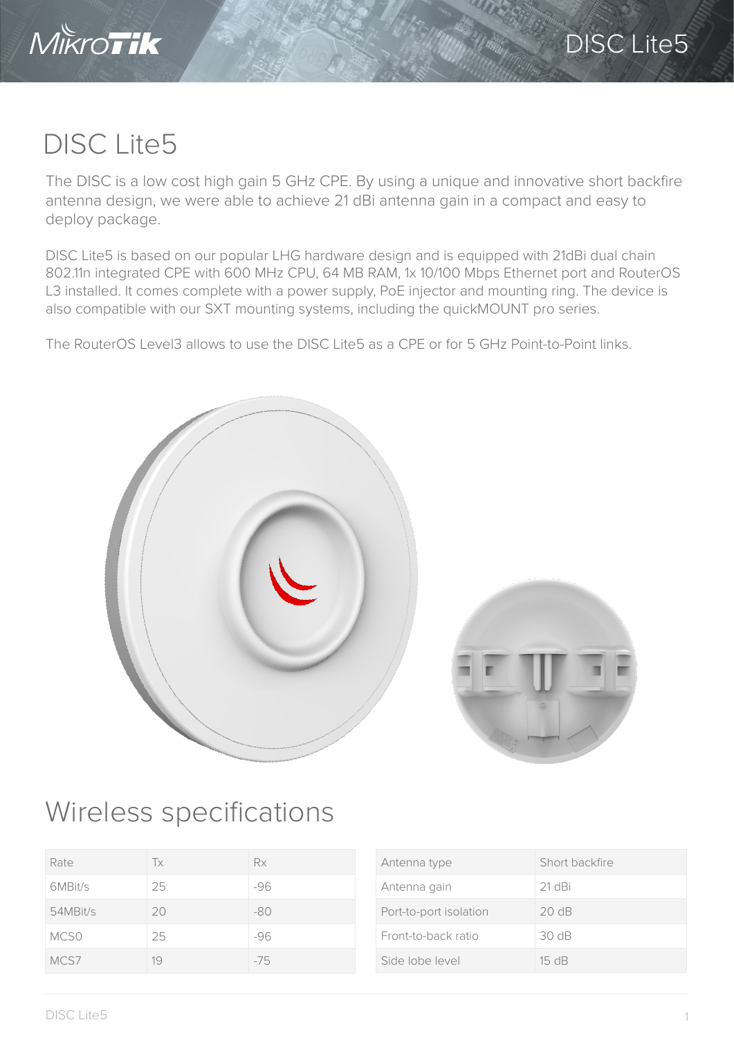# DISC Lite5

The DISC is a low cost high gain 5 GHz CPE. By using a unique and innovative short backfire antenna design, we were able to achieve 21 dBi antenna gain in a compact and easy to deploy package.

DISC Lite5 is based on our popular LHG hardware design and is equipped with 21dBi dual chain 802.11n integrated CPE with 600 MHz CPU, 64 MB RAM, 1x 10/100 Mbps Ethernet port and RouterOS L3 installed. It comes complete with a power supply, PoE injector and mounting ring. The device is also compatible with our SXT mounting systems, including the quickMOUNT pro series.

The RouterOS Level3 allows to use the DISC Lite5 as a CPE or for 5 GHz Point-to-Point links.

## Wireless specifications

| Rate | Tx | Rx |
|---|---|---|
| 6MBit/s | 25 | -96 |
| 54MBit/s | 20 | -80 |
| MCS0 | 25 | -96 |
| MCS7 | 19 | -75 |

| Antenna type | Short backfire |
|---|---|
| Antenna gain | 21 dBi |
| Port-to-port isolation | 20 dB |
| Front-to-back ratio | 30 dB |
| Side lobe level | 15 dB |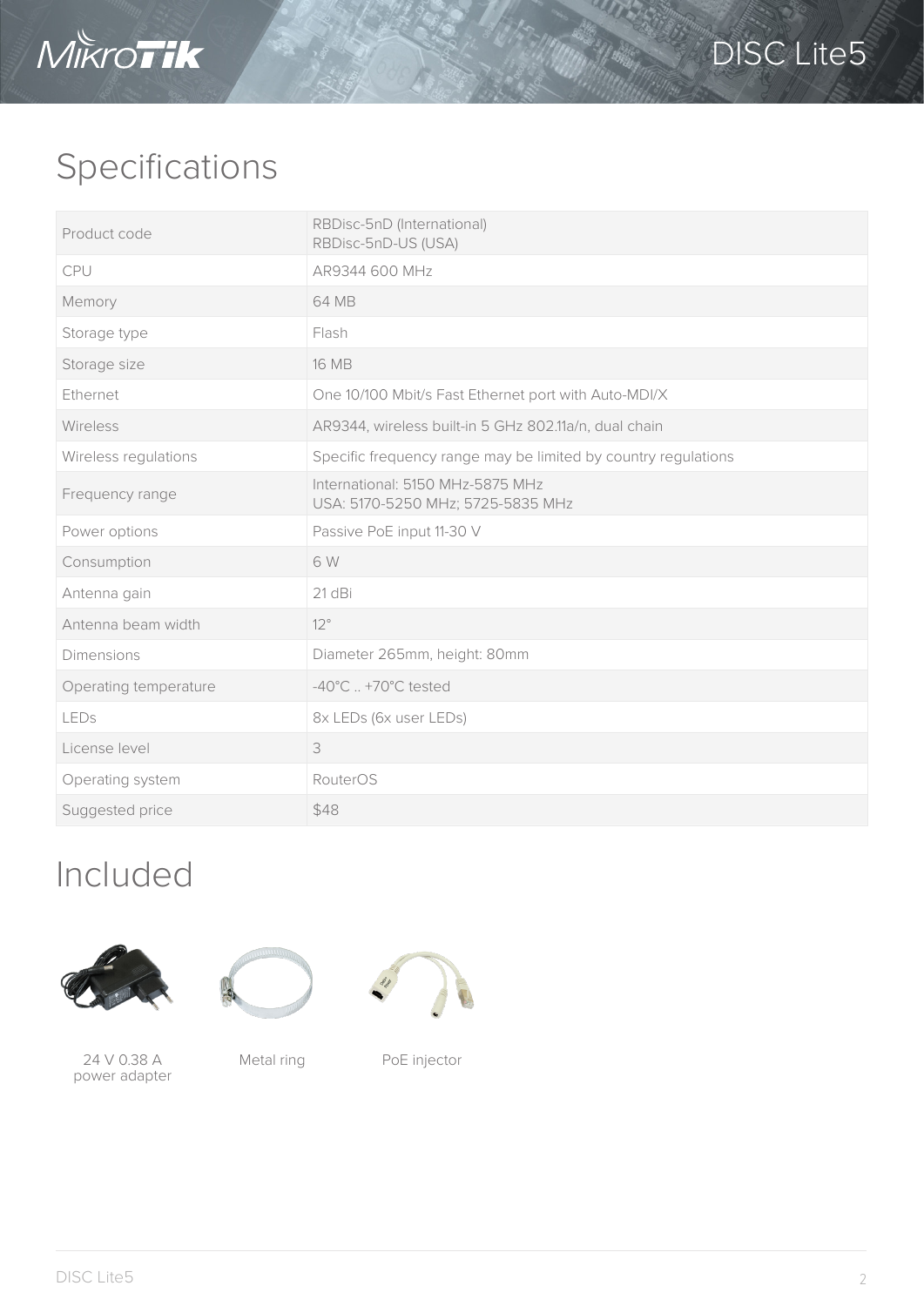# Specifications

| | |
|---|---|
| Product code | RBDisc-5nD (International)<br>RBDisc-5nD-US (USA) |
| CPU | AR9344 600 MHz |
| Memory | 64 MB |
| Storage type | Flash |
| Storage size | 16 MB |
| Ethernet | One 10/100 Mbit/s Fast Ethernet port with Auto-MDI/X |
| Wireless | AR9344, wireless built-in 5 GHz 802.11a/n, dual chain |
| Wireless regulations | Specific frequency range may be limited by country regulations |
| Frequency range | International: 5150 MHz-5875 MHz<br>USA: 5170-5250 MHz; 5725-5835 MHz |
| Power options | Passive PoE input 11-30 V |
| Consumption | 6 W |
| Antenna gain | 21 dBi |
| Antenna beam width | 12° |
| Dimensions | Diameter 265mm, height: 80mm |
| Operating temperature | -40°C .. +70°C tested |
| LEDs | 8x LEDs (6x user LEDs) |
| License level | 3 |
| Operating system | RouterOS |
| Suggested price | $48 |

# Included

24 V 0.38 A power adapter

Metal ring

PoE injector